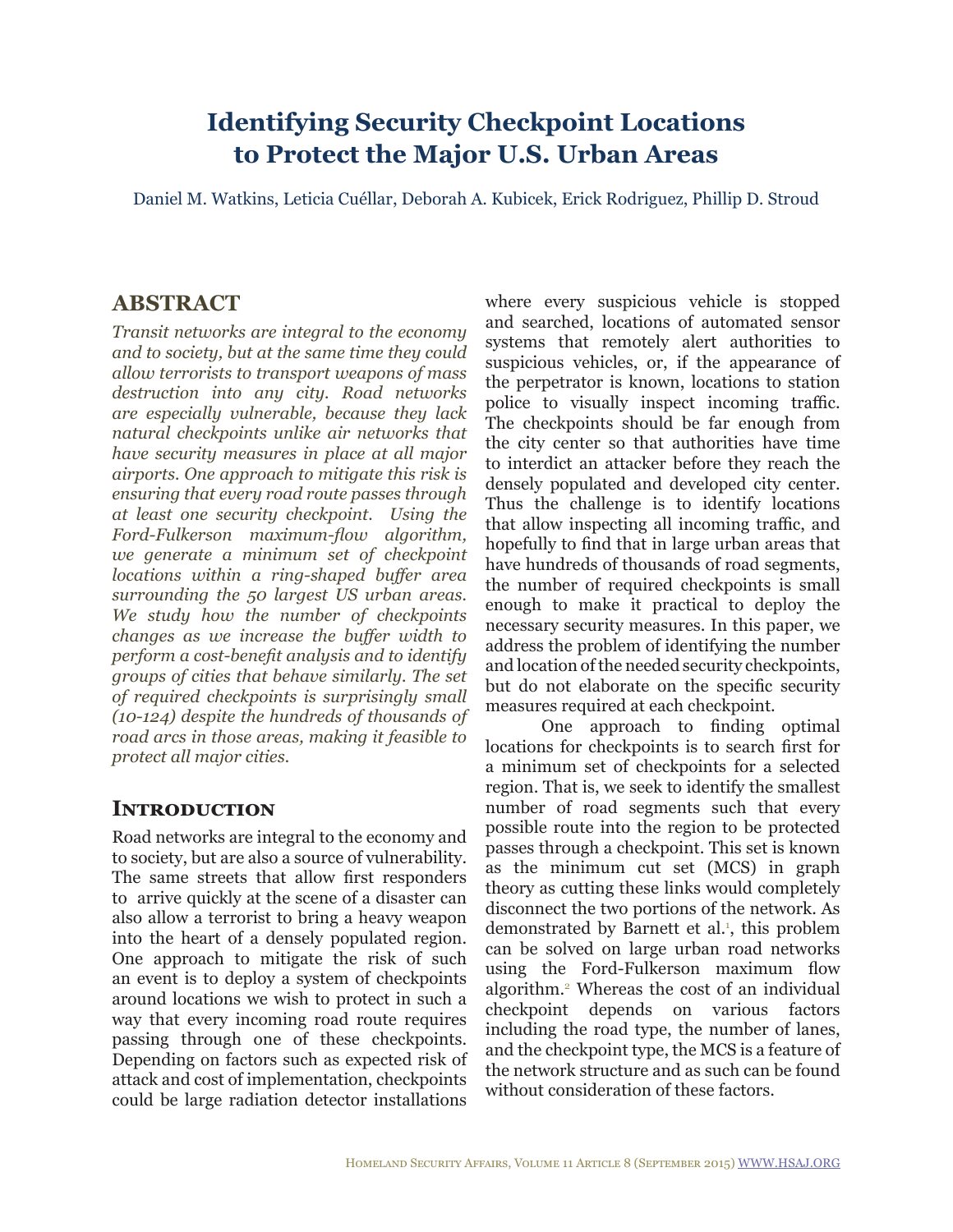# Identifying Security Checkpoint Locations to Protect the Major U.S. Urban Areas

Daniel M. Watkins, Leticia Cuéllar, Deborah A. Kubicek, Erick Rodriguez, Phillip D. Stroud

## ABSTRACT

*Transit networks are integral to the economy and to society, but at the same time they could allow terrorists to transport weapons of mass destruction into any city. Road networks are especially vulnerable, because they lack natural checkpoints unlike air networks that have security measures in place at all major airports. One approach to mitigate this risk is ensuring that every road route passes through at least one security checkpoint. Using the Ford-Fulkerson maximum-flow algorithm, we generate a minimum set of checkpoint locations within a ring-shaped buffer area surrounding the 50 largest US urban areas. We study how the number of checkpoints changes as we increase the buffer width to perform a cost-benefit analysis and to identify groups of cities that behave similarly. The set of required checkpoints is surprisingly small (10-124) despite the hundreds of thousands of road arcs in those areas, making it feasible to protect all major cities.*

## Introduction

Road networks are integral to the economy and to society, but are also a source of vulnerability. The same streets that allow first responders to arrive quickly at the scene of a disaster can also allow a terrorist to bring a heavy weapon into the heart of a densely populated region. One approach to mitigate the risk of such an event is to deploy a system of checkpoints around locations we wish to protect in such a way that every incoming road route requires passing through one of these checkpoints. Depending on factors such as expected risk of attack and cost of implementation, checkpoints could be large radiation detector installations where every suspicious vehicle is stopped and searched, locations of automated sensor systems that remotely alert authorities to suspicious vehicles, or, if the appearance of the perpetrator is known, locations to station police to visually inspect incoming traffic. The checkpoints should be far enough from the city center so that authorities have time to interdict an attacker before they reach the densely populated and developed city center. Thus the challenge is to identify locations that allow inspecting all incoming traffic, and hopefully to find that in large urban areas that have hundreds of thousands of road segments, the number of required checkpoints is small enough to make it practical to deploy the necessary security measures. In this paper, we address the problem of identifying the number and location of the needed security checkpoints, but do not elaborate on the specific security measures required at each checkpoint.

One approach to finding optimal locations for checkpoints is to search first for a minimum set of checkpoints for a selected region. That is, we seek to identify the smallest number of road segments such that every possible route into the region to be protected passes through a checkpoint. This set is known as the minimum cut set (MCS) in graph theory as cutting these links would completely disconnect the two portions of the network. As demonstrated by Barnett et al.[1], this problem can be solved on large urban road networks using the Ford-Fulkerson maximum flow algorithm.[2] Whereas the cost of an individual checkpoint depends on various factors including the road type, the number of lanes, and the checkpoint type, the MCS is a feature of the network structure and as such can be found without consideration of these factors.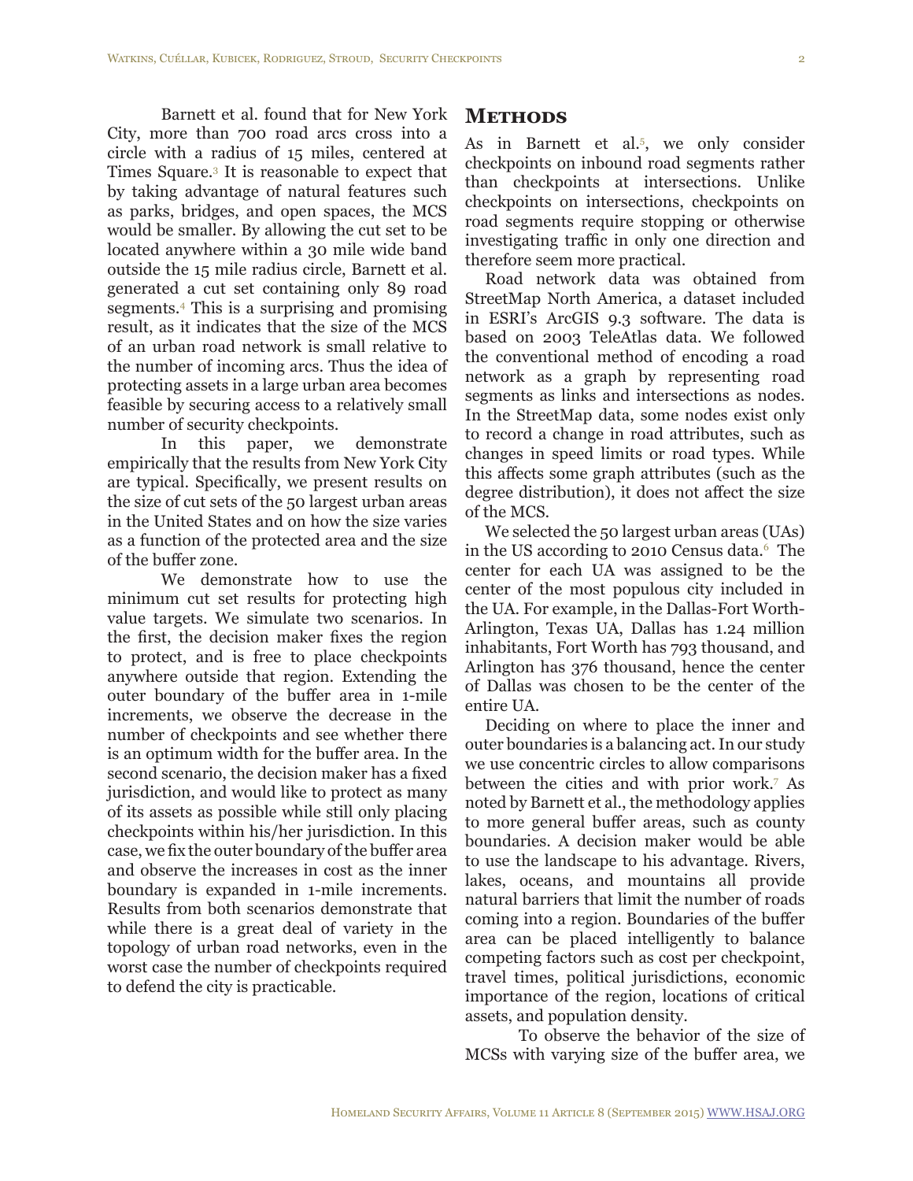Barnett et al. found that for New York City, more than 700 road arcs cross into a circle with a radius of 15 miles, centered at Times Square.[3] It is reasonable to expect that by taking advantage of natural features such as parks, bridges, and open spaces, the MCS would be smaller. By allowing the cut set to be located anywhere within a 30 mile wide band outside the 15 mile radius circle, Barnett et al. generated a cut set containing only 89 road segments.[4] This is a surprising and promising result, as it indicates that the size of the MCS of an urban road network is small relative to the number of incoming arcs. Thus the idea of protecting assets in a large urban area becomes feasible by securing access to a relatively small number of security checkpoints.

In this paper, we demonstrate empirically that the results from New York City are typical. Specifically, we present results on the size of cut sets of the 50 largest urban areas in the United States and on how the size varies as a function of the protected area and the size of the buffer zone.

We demonstrate how to use the minimum cut set results for protecting high value targets. We simulate two scenarios. In the first, the decision maker fixes the region to protect, and is free to place checkpoints anywhere outside that region. Extending the outer boundary of the buffer area in 1-mile increments, we observe the decrease in the number of checkpoints and see whether there is an optimum width for the buffer area. In the second scenario, the decision maker has a fixed jurisdiction, and would like to protect as many of its assets as possible while still only placing checkpoints within his/her jurisdiction. In this case, we fix the outer boundary of the buffer area and observe the increases in cost as the inner boundary is expanded in 1-mile increments. Results from both scenarios demonstrate that while there is a great deal of variety in the topology of urban road networks, even in the worst case the number of checkpoints required to defend the city is practicable.

## Methods

As in Barnett et al.[5], we only consider checkpoints on inbound road segments rather than checkpoints at intersections. Unlike checkpoints on intersections, checkpoints on road segments require stopping or otherwise investigating traffic in only one direction and therefore seem more practical.

Road network data was obtained from StreetMap North America, a dataset included in ESRI's ArcGIS 9.3 software. The data is based on 2003 TeleAtlas data. We followed the conventional method of encoding a road network as a graph by representing road segments as links and intersections as nodes. In the StreetMap data, some nodes exist only to record a change in road attributes, such as changes in speed limits or road types. While this affects some graph attributes (such as the degree distribution), it does not affect the size of the MCS.

We selected the 50 largest urban areas (UAs) in the US according to 2010 Census data.[6] The center for each UA was assigned to be the center of the most populous city included in the UA. For example, in the Dallas-Fort Worth-Arlington, Texas UA, Dallas has 1.24 million inhabitants, Fort Worth has 793 thousand, and Arlington has 376 thousand, hence the center of Dallas was chosen to be the center of the entire UA.

Deciding on where to place the inner and outer boundaries is a balancing act. In our study we use concentric circles to allow comparisons between the cities and with prior work.[7] As noted by Barnett et al., the methodology applies to more general buffer areas, such as county boundaries. A decision maker would be able to use the landscape to his advantage. Rivers, lakes, oceans, and mountains all provide natural barriers that limit the number of roads coming into a region. Boundaries of the buffer area can be placed intelligently to balance competing factors such as cost per checkpoint, travel times, political jurisdictions, economic importance of the region, locations of critical assets, and population density.

To observe the behavior of the size of MCSs with varying size of the buffer area, we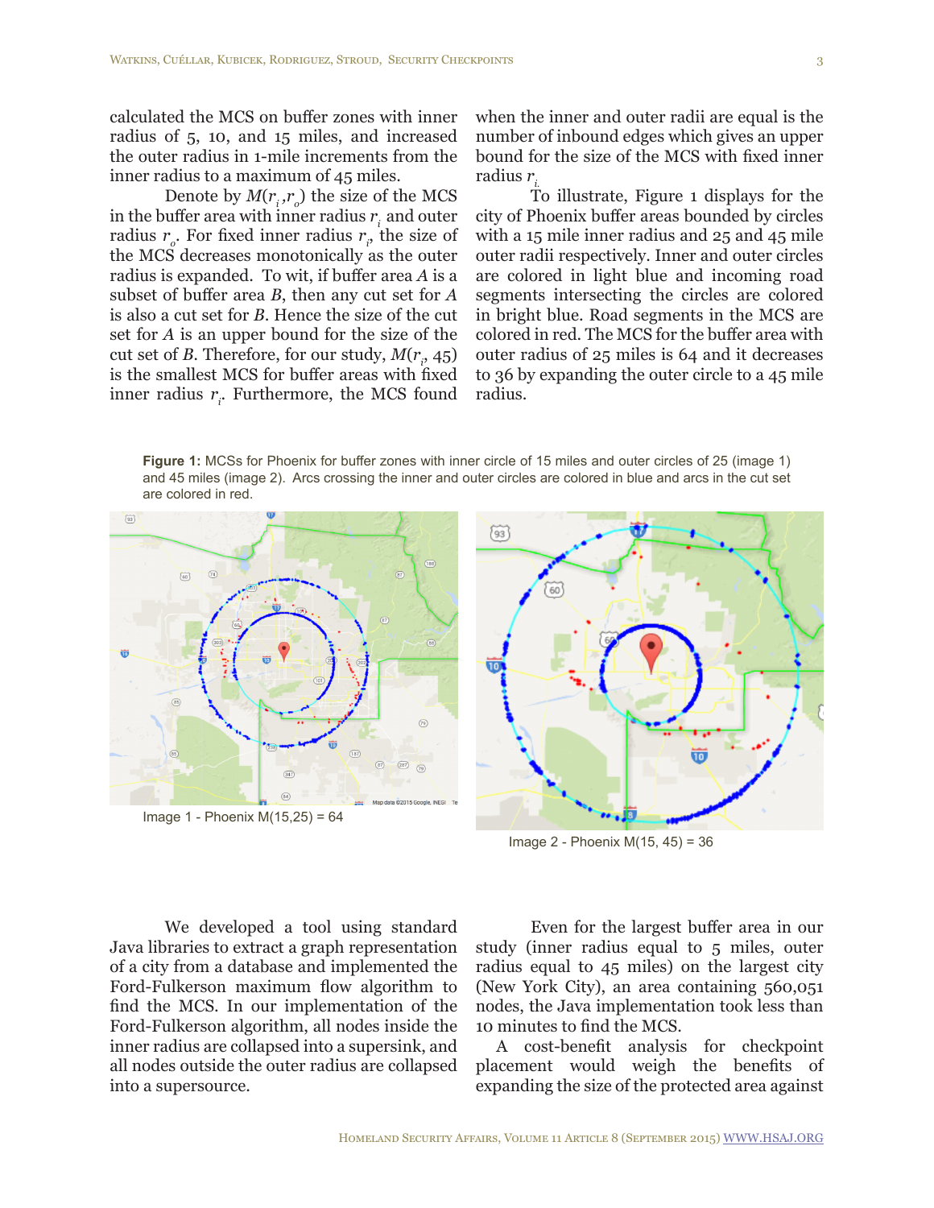calculated the MCS on buffer zones with inner radius of 5, 10, and 15 miles, and increased the outer radius in 1-mile increments from the inner radius to a maximum of 45 miles.

Denote by $M(r_i,r_o)$ the size of the MCS in the buffer area with inner radius $r_i$ and outer radius $r_o$. For fixed inner radius $r_i$, the size of the MCS decreases monotonically as the outer radius is expanded. To wit, if buffer area $A$ is a subset of buffer area $B$, then any cut set for $A$ is also a cut set for $B$. Hence the size of the cut set for $A$ is an upper bound for the size of the cut set of $B$. Therefore, for our study, $M(r_i, 45)$ is the smallest MCS for buffer areas with fixed inner radius $r_i$. Furthermore, the MCS found when the inner and outer radii are equal is the number of inbound edges which gives an upper bound for the size of the MCS with fixed inner radius $r_i$.

To illustrate, Figure 1 displays for the city of Phoenix buffer areas bounded by circles with a 15 mile inner radius and 25 and 45 mile outer radii respectively. Inner and outer circles are colored in light blue and incoming road segments intersecting the circles are colored in bright blue. Road segments in the MCS are colored in red. The MCS for the buffer area with outer radius of 25 miles is 64 and it decreases to 36 by expanding the outer circle to a 45 mile radius.

**Figure 1:** MCSs for Phoenix for buffer zones with inner circle of 15 miles and outer circles of 25 (image 1) and 45 miles (image 2). Arcs crossing the inner and outer circles are colored in blue and arcs in the cut set are colored in red.

Image 1 - Phoenix M(15,25) = 64

Image 2 - Phoenix M(15, 45) = 36

We developed a tool using standard Java libraries to extract a graph representation of a city from a database and implemented the Ford-Fulkerson maximum flow algorithm to find the MCS. In our implementation of the Ford-Fulkerson algorithm, all nodes inside the inner radius are collapsed into a supersink, and all nodes outside the outer radius are collapsed into a supersource.

Even for the largest buffer area in our study (inner radius equal to 5 miles, outer radius equal to 45 miles) on the largest city (New York City), an area containing 560,051 nodes, the Java implementation took less than 10 minutes to find the MCS.

A cost-benefit analysis for checkpoint placement would weigh the benefits of expanding the size of the protected area against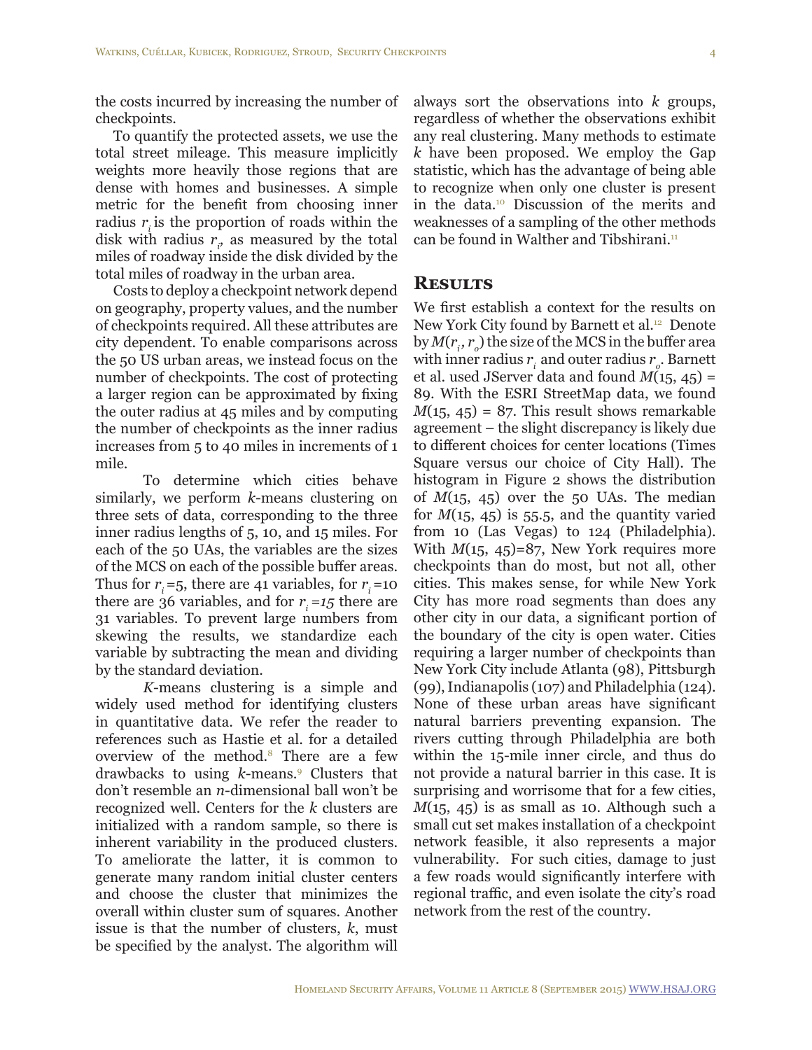the costs incurred by increasing the number of checkpoints.

To quantify the protected assets, we use the total street mileage. This measure implicitly weights more heavily those regions that are dense with homes and businesses. A simple metric for the benefit from choosing inner radius $r_i$ is the proportion of roads within the disk with radius $r_i$, as measured by the total miles of roadway inside the disk divided by the total miles of roadway in the urban area.

Costs to deploy a checkpoint network depend on geography, property values, and the number of checkpoints required. All these attributes are city dependent. To enable comparisons across the 50 US urban areas, we instead focus on the number of checkpoints. The cost of protecting a larger region can be approximated by fixing the outer radius at 45 miles and by computing the number of checkpoints as the inner radius increases from 5 to 40 miles in increments of 1 mile.

To determine which cities behave similarly, we perform *k*-means clustering on three sets of data, corresponding to the three inner radius lengths of 5, 10, and 15 miles. For each of the 50 UAs, the variables are the sizes of the MCS on each of the possible buffer areas. Thus for $r_i=5$, there are 41 variables, for $r_i=10$ there are 36 variables, and for $r_i=15$ there are 31 variables. To prevent large numbers from skewing the results, we standardize each variable by subtracting the mean and dividing by the standard deviation.

*K*-means clustering is a simple and widely used method for identifying clusters in quantitative data. We refer the reader to references such as Hastie et al. for a detailed overview of the method.[8] There are a few drawbacks to using *k*-means.[9] Clusters that don't resemble an *n*-dimensional ball won't be recognized well. Centers for the *k* clusters are initialized with a random sample, so there is inherent variability in the produced clusters. To ameliorate the latter, it is common to generate many random initial cluster centers and choose the cluster that minimizes the overall within cluster sum of squares. Another issue is that the number of clusters, *k*, must be specified by the analyst. The algorithm will always sort the observations into *k* groups, regardless of whether the observations exhibit any real clustering. Many methods to estimate *k* have been proposed. We employ the Gap statistic, which has the advantage of being able to recognize when only one cluster is present in the data.[10] Discussion of the merits and weaknesses of a sampling of the other methods can be found in Walther and Tibshirani.[11]

## Results

We first establish a context for the results on New York City found by Barnett et al.[12] Denote by $M(r_i, r_o)$ the size of the MCS in the buffer area with inner radius $r_i$ and outer radius $r_o$. Barnett et al. used JServer data and found $M(15, 45) = 89$. With the ESRI StreetMap data, we found $M(15, 45) = 87$. This result shows remarkable agreement – the slight discrepancy is likely due to different choices for center locations (Times Square versus our choice of City Hall). The histogram in Figure 2 shows the distribution of $M(15, 45)$ over the 50 UAs. The median for $M(15, 45)$ is 55.5, and the quantity varied from 10 (Las Vegas) to 124 (Philadelphia). With $M(15, 45)=87$, New York requires more checkpoints than do most, but not all, other cities. This makes sense, for while New York City has more road segments than does any other city in our data, a significant portion of the boundary of the city is open water. Cities requiring a larger number of checkpoints than New York City include Atlanta (98), Pittsburgh (99), Indianapolis (107) and Philadelphia (124). None of these urban areas have significant natural barriers preventing expansion. The rivers cutting through Philadelphia are both within the 15-mile inner circle, and thus do not provide a natural barrier in this case. It is surprising and worrisome that for a few cities, $M(15, 45)$ is as small as 10. Although such a small cut set makes installation of a checkpoint network feasible, it also represents a major vulnerability. For such cities, damage to just a few roads would significantly interfere with regional traffic, and even isolate the city's road network from the rest of the country.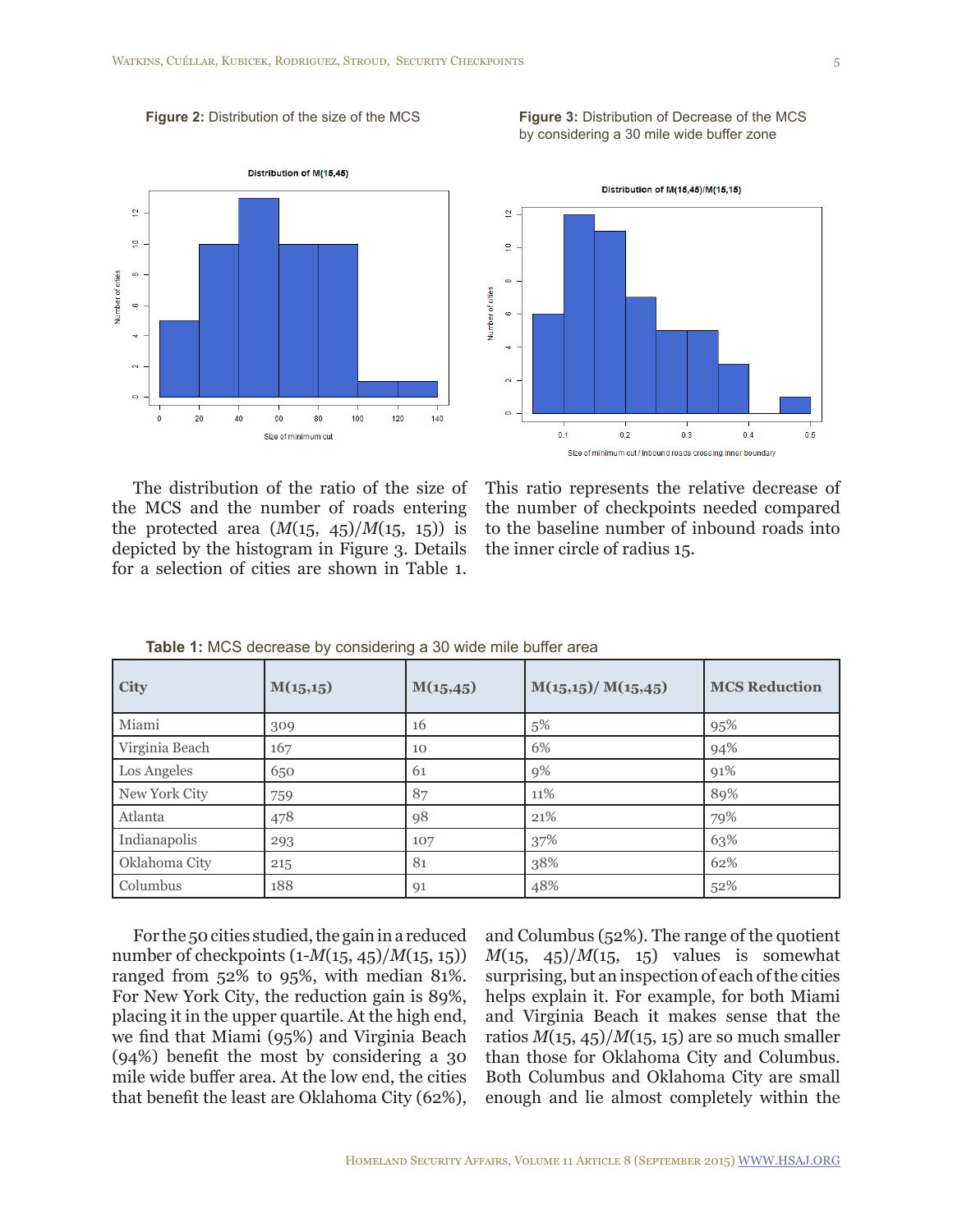**Figure 2:** Distribution of the size of the MCS

**Figure 3:** Distribution of Decrease of the MCS by considering a 30 mile wide buffer zone

The distribution of the ratio of the size of the MCS and the number of roads entering the protected area ($M(15, 45)/M(15, 15)$) is depicted by the histogram in Figure 3. Details for a selection of cities are shown in Table 1. This ratio represents the relative decrease of the number of checkpoints needed compared to the baseline number of inbound roads into the inner circle of radius 15.

**Table 1:** MCS decrease by considering a 30 wide mile buffer area

| City | M(15,15) | M(15,45) | M(15,15)/ M(15,45) | MCS Reduction |
|---|---|---|---|---|
| Miami | 309 | 16 | 5% | 95% |
| Virginia Beach | 167 | 10 | 6% | 94% |
| Los Angeles | 650 | 61 | 9% | 91% |
| New York City | 759 | 87 | 11% | 89% |
| Atlanta | 478 | 98 | 21% | 79% |
| Indianapolis | 293 | 107 | 37% | 63% |
| Oklahoma City | 215 | 81 | 38% | 62% |
| Columbus | 188 | 91 | 48% | 52% |

For the 50 cities studied, the gain in a reduced number of checkpoints ($1-M(15, 45)/M(15, 15)$) ranged from 52% to 95%, with median 81%. For New York City, the reduction gain is 89%, placing it in the upper quartile. At the high end, we find that Miami (95%) and Virginia Beach (94%) benefit the most by considering a 30 mile wide buffer area. At the low end, the cities that benefit the least are Oklahoma City (62%), and Columbus (52%). The range of the quotient $M(15, 45)/M(15, 15)$ values is somewhat surprising, but an inspection of each of the cities helps explain it. For example, for both Miami and Virginia Beach it makes sense that the ratios $M(15, 45)/M(15, 15)$ are so much smaller than those for Oklahoma City and Columbus. Both Columbus and Oklahoma City are small enough and lie almost completely within the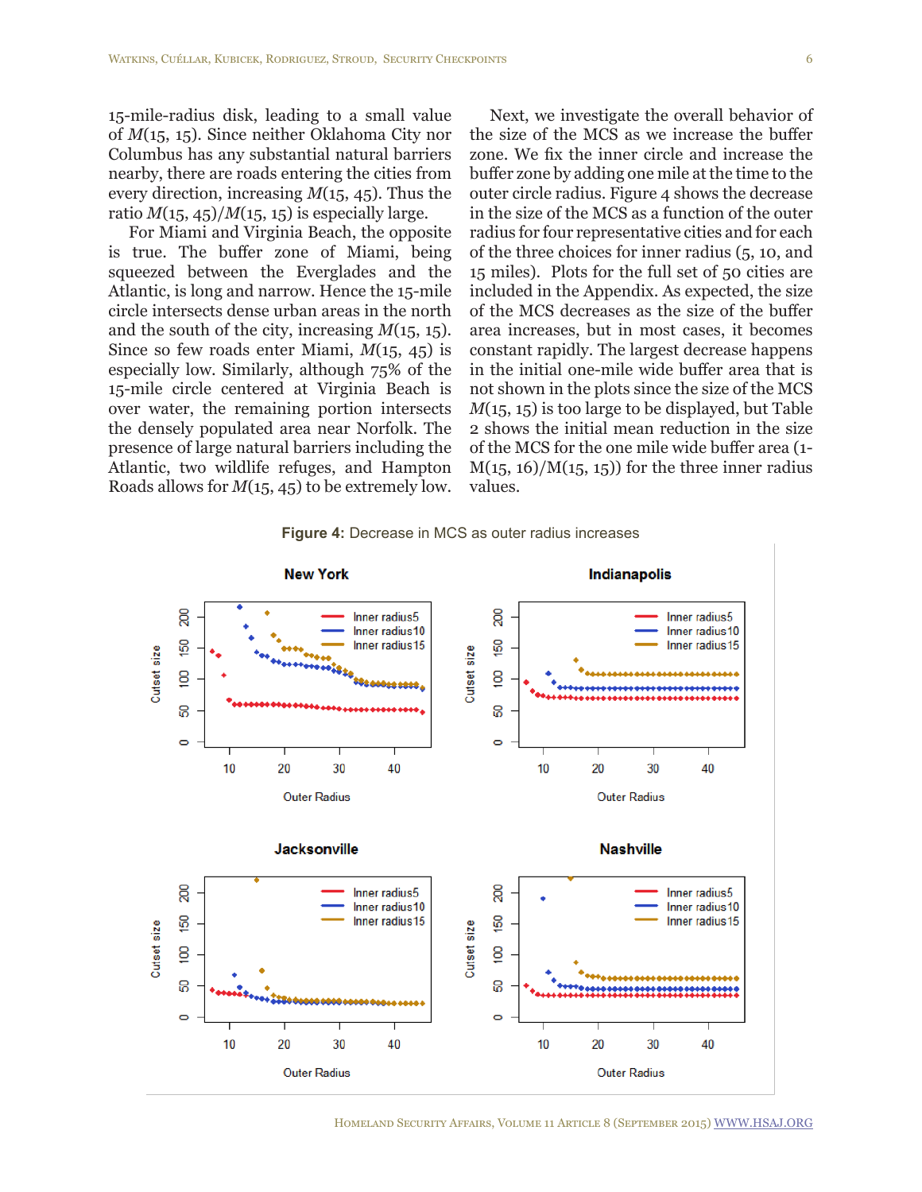15-mile-radius disk, leading to a small value of $M(15, 15)$. Since neither Oklahoma City nor Columbus has any substantial natural barriers nearby, there are roads entering the cities from every direction, increasing $M(15, 45)$. Thus the ratio $M(15, 45)/M(15, 15)$ is especially large.

For Miami and Virginia Beach, the opposite is true. The buffer zone of Miami, being squeezed between the Everglades and the Atlantic, is long and narrow. Hence the 15-mile circle intersects dense urban areas in the north and the south of the city, increasing $M(15, 15)$. Since so few roads enter Miami, $M(15, 45)$ is especially low. Similarly, although 75% of the 15-mile circle centered at Virginia Beach is over water, the remaining portion intersects the densely populated area near Norfolk. The presence of large natural barriers including the Atlantic, two wildlife refuges, and Hampton Roads allows for $M(15, 45)$ to be extremely low.

Next, we investigate the overall behavior of the size of the MCS as we increase the buffer zone. We fix the inner circle and increase the buffer zone by adding one mile at the time to the outer circle radius. Figure 4 shows the decrease in the size of the MCS as a function of the outer radius for four representative cities and for each of the three choices for inner radius (5, 10, and 15 miles). Plots for the full set of 50 cities are included in the Appendix. As expected, the size of the MCS decreases as the size of the buffer area increases, but in most cases, it becomes constant rapidly. The largest decrease happens in the initial one-mile wide buffer area that is not shown in the plots since the size of the MCS $M(15, 15)$ is too large to be displayed, but Table 2 shows the initial mean reduction in the size of the MCS for the one mile wide buffer area ($1 - M(15, 16)/M(15, 15)$) for the three inner radius values.

**Figure 4:** Decrease in MCS as outer radius increases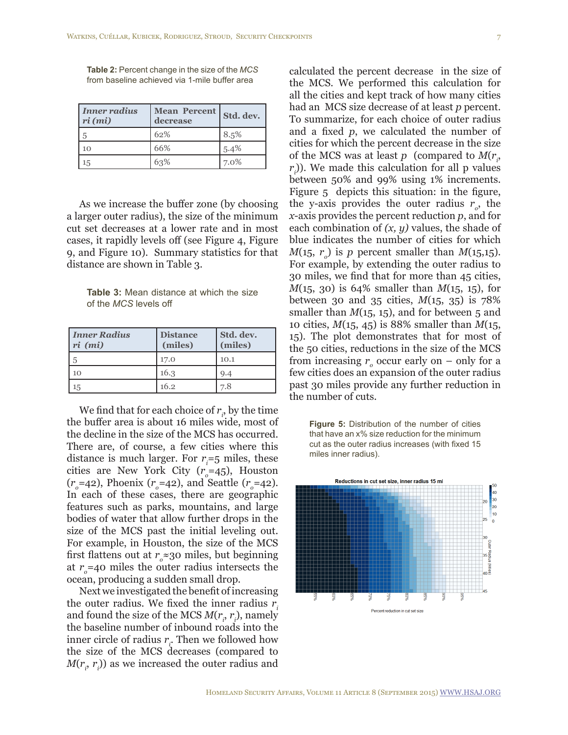**Table 2:** Percent change in the size of the *MCS* from baseline achieved via 1-mile buffer area

| *Inner radius ri (mi)* | Mean Percent decrease | Std. dev. |
|---|---|---|
| 5 | 62% | 8.5% |
| 10 | 66% | 5.4% |
| 15 | 63% | 7.0% |

As we increase the buffer zone (by choosing a larger outer radius), the size of the minimum cut set decreases at a lower rate and in most cases, it rapidly levels off (see Figure 4, Figure 9, and Figure 10). Summary statistics for that distance are shown in Table 3.

**Table 3:** Mean distance at which the size of the *MCS* levels off

| *Inner Radius ri (mi)* | Distance (miles) | Std. dev. (miles) |
|---|---|---|
| 5 | 17.0 | 10.1 |
| 10 | 16.3 | 9.4 |
| 15 | 16.2 | 7.8 |

We find that for each choice of $r_i$, by the time the buffer area is about 16 miles wide, most of the decline in the size of the MCS has occurred. There are, of course, a few cities where this distance is much larger. For $r_i$=5 miles, these cities are New York City ($r_o$=45), Houston ($r_o$=42), Phoenix ($r_o$=42), and Seattle ($r_o$=42). In each of these cases, there are geographic features such as parks, mountains, and large bodies of water that allow further drops in the size of the MCS past the initial leveling out. For example, in Houston, the size of the MCS first flattens out at $r_o$≈30 miles, but beginning at $r_o$=40 miles the outer radius intersects the ocean, producing a sudden small drop.

Next we investigated the benefit of increasing the outer radius. We fixed the inner radius $r_i$ and found the size of the MCS $M(r_i, r_i)$, namely the baseline number of inbound roads into the inner circle of radius $r_i$. Then we followed how the size of the MCS decreases (compared to $M(r_i, r_i)$) as we increased the outer radius and calculated the percent decrease in the size of the MCS. We performed this calculation for all the cities and kept track of how many cities had an MCS size decrease of at least *p* percent. To summarize, for each choice of outer radius and a fixed *p*, we calculated the number of cities for which the percent decrease in the size of the MCS was at least *p* (compared to $M(r_i, r_i)$). We made this calculation for all p values between 50% and 99% using 1% increments. Figure 5 depicts this situation: in the figure, the y-axis provides the outer radius $r_o$, the *x*-axis provides the percent reduction *p*, and for each combination of *(x, y)* values, the shade of blue indicates the number of cities for which $M(15, r_o)$ is *p* percent smaller than $M(15,15)$. For example, by extending the outer radius to 30 miles, we find that for more than 45 cities, $M(15, 30)$ is 64% smaller than $M(15, 15)$, for between 30 and 35 cities, $M(15, 35)$ is 78% smaller than $M(15, 15)$, and for between 5 and 10 cities, $M(15, 45)$ is 88% smaller than $M(15, 15)$. The plot demonstrates that for most of the 50 cities, reductions in the size of the MCS from increasing $r_o$ occur early on – only for a few cities does an expansion of the outer radius past 30 miles provide any further reduction in the number of cuts.

**Figure 5:** Distribution of the number of cities that have an x% size reduction for the minimum cut as the outer radius increases (with fixed 15 miles inner radius).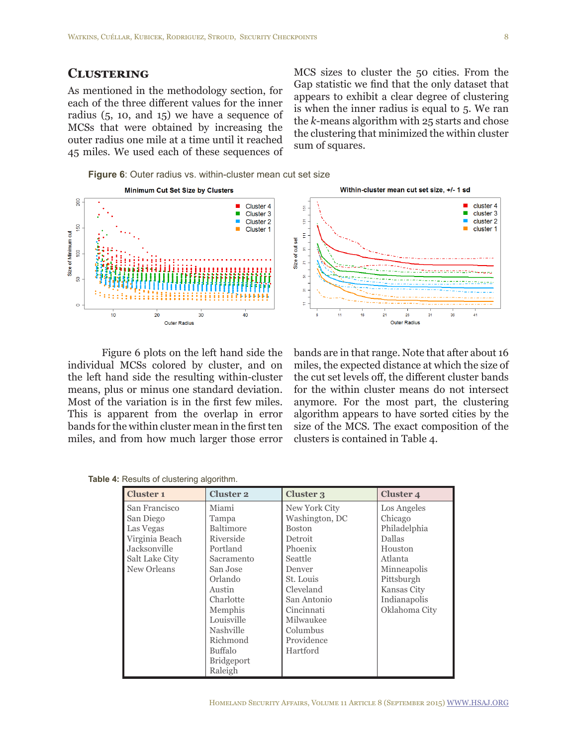## Clustering

As mentioned in the methodology section, for each of the three different values for the inner radius (5, 10, and 15) we have a sequence of MCSs that were obtained by increasing the outer radius one mile at a time until it reached 45 miles. We used each of these sequences of MCS sizes to cluster the 50 cities. From the Gap statistic we find that the only dataset that appears to exhibit a clear degree of clustering is when the inner radius is equal to 5. We ran the *k*-means algorithm with 25 starts and chose the clustering that minimized the within cluster sum of squares.

**Figure 6**: Outer radius vs. within-cluster mean cut set size

Figure 6 plots on the left hand side the individual MCSs colored by cluster, and on the left hand side the resulting within-cluster means, plus or minus one standard deviation. Most of the variation is in the first few miles. This is apparent from the overlap in error bands for the within cluster mean in the first ten miles, and from how much larger those error bands are in that range. Note that after about 16 miles, the expected distance at which the size of the cut set levels off, the different cluster bands for the within cluster means do not intersect anymore. For the most part, the clustering algorithm appears to have sorted cities by the size of the MCS. The exact composition of the clusters is contained in Table 4.

**Table 4:** Results of clustering algorithm.

| Cluster 1 | Cluster 2 | Cluster 3 | Cluster 4 |
|---|---|---|---|
| San Francisco | Miami | New York City | Los Angeles |
| San Diego | Tampa | Washington, DC | Chicago |
| Las Vegas | Baltimore | Boston | Philadelphia |
| Virginia Beach | Riverside | Detroit | Dallas |
| Jacksonville | Portland | Phoenix | Houston |
| Salt Lake City | Sacramento | Seattle | Atlanta |
| New Orleans | San Jose | Denver | Minneapolis |
| | Orlando | St. Louis | Pittsburgh |
| | Austin | Cleveland | Kansas City |
| | Charlotte | San Antonio | Indianapolis |
| | Memphis | Cincinnati | Oklahoma City |
| | Louisville | Milwaukee | |
| | Nashville | Columbus | |
| | Richmond | Providence | |
| | Buffalo | Hartford | |
| | Bridgeport | | |
| | Raleigh | | |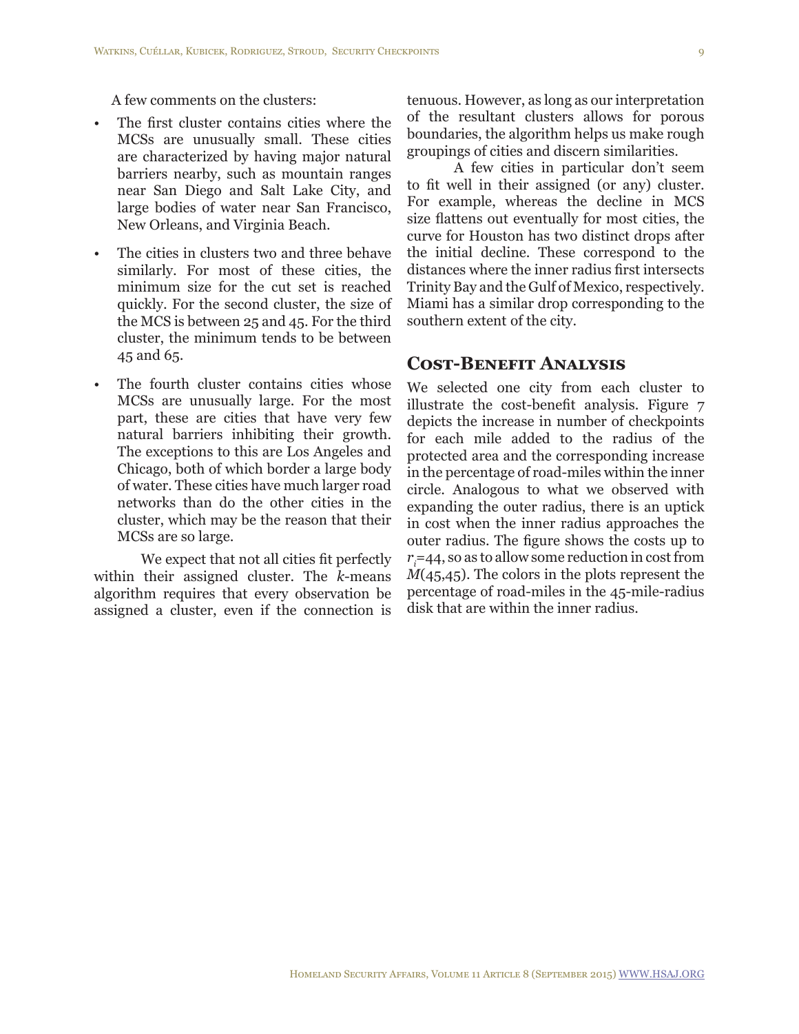A few comments on the clusters:

- The first cluster contains cities where the MCSs are unusually small. These cities are characterized by having major natural barriers nearby, such as mountain ranges near San Diego and Salt Lake City, and large bodies of water near San Francisco, New Orleans, and Virginia Beach.
- The cities in clusters two and three behave similarly. For most of these cities, the minimum size for the cut set is reached quickly. For the second cluster, the size of the MCS is between 25 and 45. For the third cluster, the minimum tends to be between 45 and 65.
- The fourth cluster contains cities whose MCSs are unusually large. For the most part, these are cities that have very few natural barriers inhibiting their growth. The exceptions to this are Los Angeles and Chicago, both of which border a large body of water. These cities have much larger road networks than do the other cities in the cluster, which may be the reason that their MCSs are so large.

We expect that not all cities fit perfectly within their assigned cluster. The *k*-means algorithm requires that every observation be assigned a cluster, even if the connection is tenuous. However, as long as our interpretation of the resultant clusters allows for porous boundaries, the algorithm helps us make rough groupings of cities and discern similarities.

A few cities in particular don't seem to fit well in their assigned (or any) cluster. For example, whereas the decline in MCS size flattens out eventually for most cities, the curve for Houston has two distinct drops after the initial decline. These correspond to the distances where the inner radius first intersects Trinity Bay and the Gulf of Mexico, respectively. Miami has a similar drop corresponding to the southern extent of the city.

## Cost-Benefit Analysis

We selected one city from each cluster to illustrate the cost-benefit analysis. Figure 7 depicts the increase in number of checkpoints for each mile added to the radius of the protected area and the corresponding increase in the percentage of road-miles within the inner circle. Analogous to what we observed with expanding the outer radius, there is an uptick in cost when the inner radius approaches the outer radius. The figure shows the costs up to $r_i$=44, so as to allow some reduction in cost from $M(45,45)$. The colors in the plots represent the percentage of road-miles in the 45-mile-radius disk that are within the inner radius.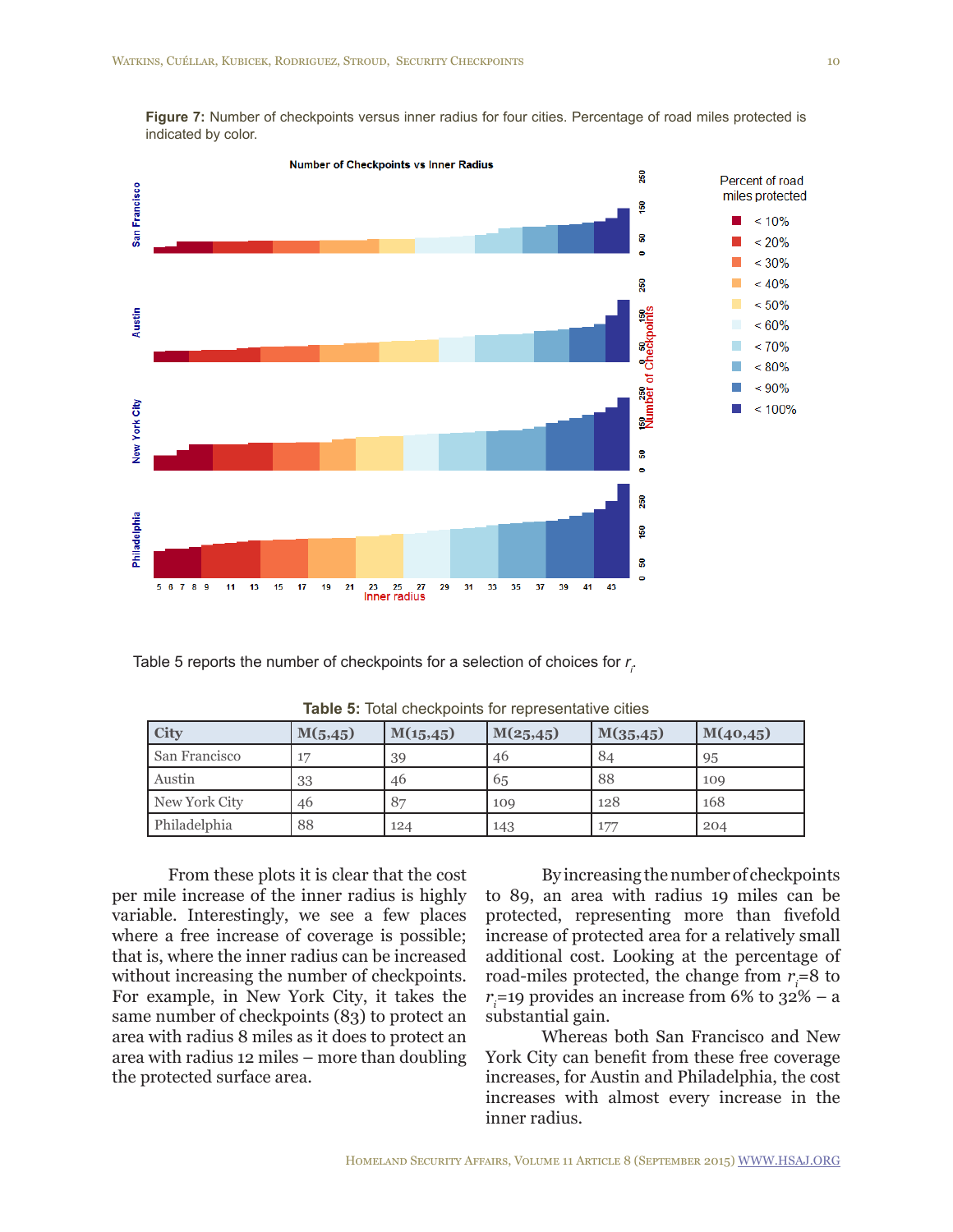**Figure 7:** Number of checkpoints versus inner radius for four cities. Percentage of road miles protected is indicated by color.

Table 5 reports the number of checkpoints for a selection of choices for $r_i$.

**Table 5:** Total checkpoints for representative cities

| City | M(5,45) | M(15,45) | M(25,45) | M(35,45) | M(40,45) |
|---|---|---|---|---|---|
| San Francisco | 17 | 39 | 46 | 84 | 95 |
| Austin | 33 | 46 | 65 | 88 | 109 |
| New York City | 46 | 87 | 109 | 128 | 168 |
| Philadelphia | 88 | 124 | 143 | 177 | 204 |

From these plots it is clear that the cost per mile increase of the inner radius is highly variable. Interestingly, we see a few places where a free increase of coverage is possible; that is, where the inner radius can be increased without increasing the number of checkpoints. For example, in New York City, it takes the same number of checkpoints (83) to protect an area with radius 8 miles as it does to protect an area with radius 12 miles – more than doubling the protected surface area.

By increasing the number of checkpoints to 89, an area with radius 19 miles can be protected, representing more than fivefold increase of protected area for a relatively small additional cost. Looking at the percentage of road-miles protected, the change from $r_i$=8 to $r_i$=19 provides an increase from 6% to 32% – a substantial gain.

Whereas both San Francisco and New York City can benefit from these free coverage increases, for Austin and Philadelphia, the cost increases with almost every increase in the inner radius.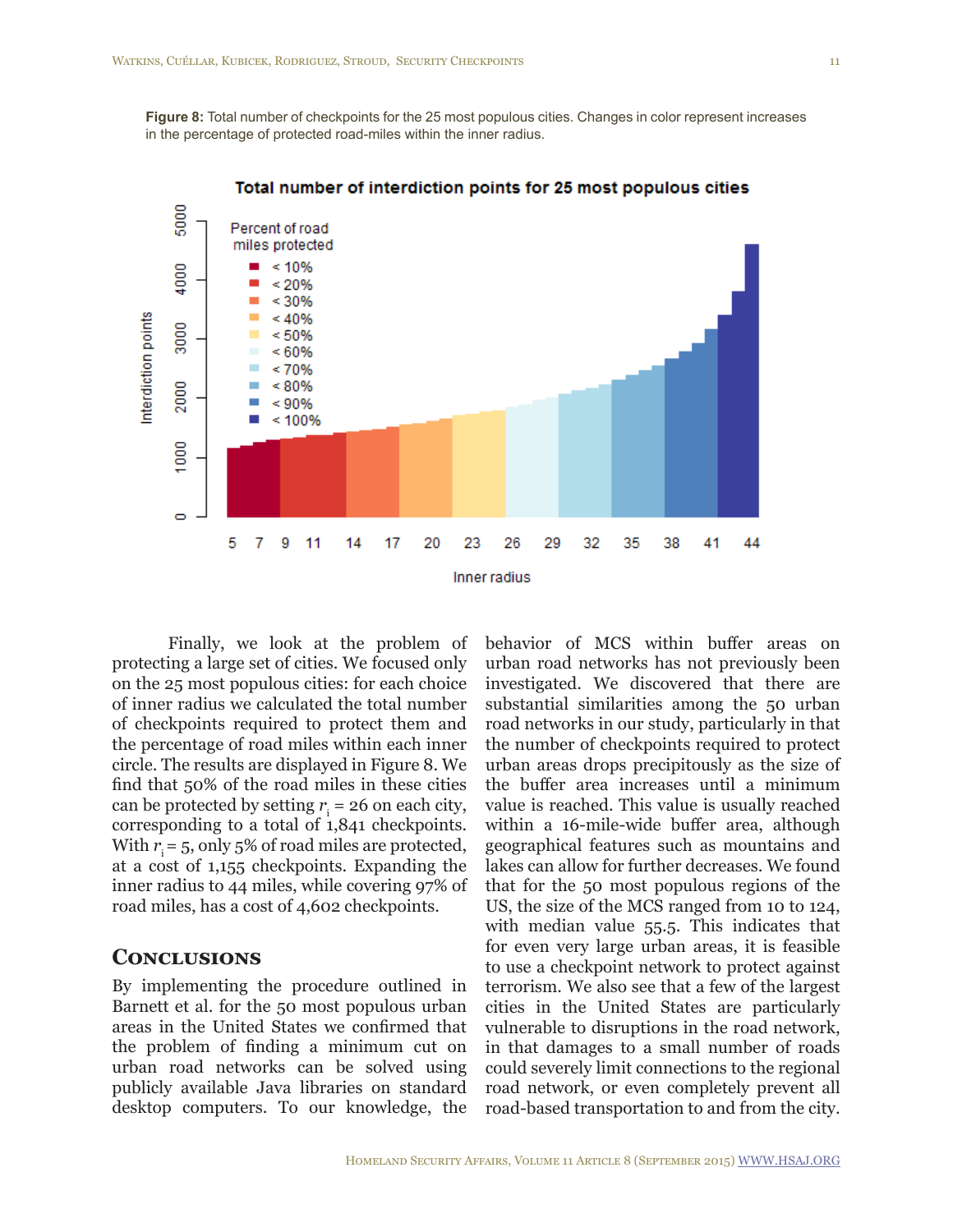**Figure 8:** Total number of checkpoints for the 25 most populous cities. Changes in color represent increases in the percentage of protected road-miles within the inner radius.

Finally, we look at the problem of protecting a large set of cities. We focused only on the 25 most populous cities: for each choice of inner radius we calculated the total number of checkpoints required to protect them and the percentage of road miles within each inner circle. The results are displayed in Figure 8. We find that 50% of the road miles in these cities can be protected by setting $r_i = 26$ on each city, corresponding to a total of 1,841 checkpoints. With $r_i = 5$, only 5% of road miles are protected, at a cost of 1,155 checkpoints. Expanding the inner radius to 44 miles, while covering 97% of road miles, has a cost of 4,602 checkpoints.

## Conclusions

By implementing the procedure outlined in Barnett et al. for the 50 most populous urban areas in the United States we confirmed that the problem of finding a minimum cut on urban road networks can be solved using publicly available Java libraries on standard desktop computers. To our knowledge, the behavior of MCS within buffer areas on urban road networks has not previously been investigated. We discovered that there are substantial similarities among the 50 urban road networks in our study, particularly in that the number of checkpoints required to protect urban areas drops precipitously as the size of the buffer area increases until a minimum value is reached. This value is usually reached within a 16-mile-wide buffer area, although geographical features such as mountains and lakes can allow for further decreases. We found that for the 50 most populous regions of the US, the size of the MCS ranged from 10 to 124, with median value 55.5. This indicates that for even very large urban areas, it is feasible to use a checkpoint network to protect against terrorism. We also see that a few of the largest cities in the United States are particularly vulnerable to disruptions in the road network, in that damages to a small number of roads could severely limit connections to the regional road network, or even completely prevent all road-based transportation to and from the city.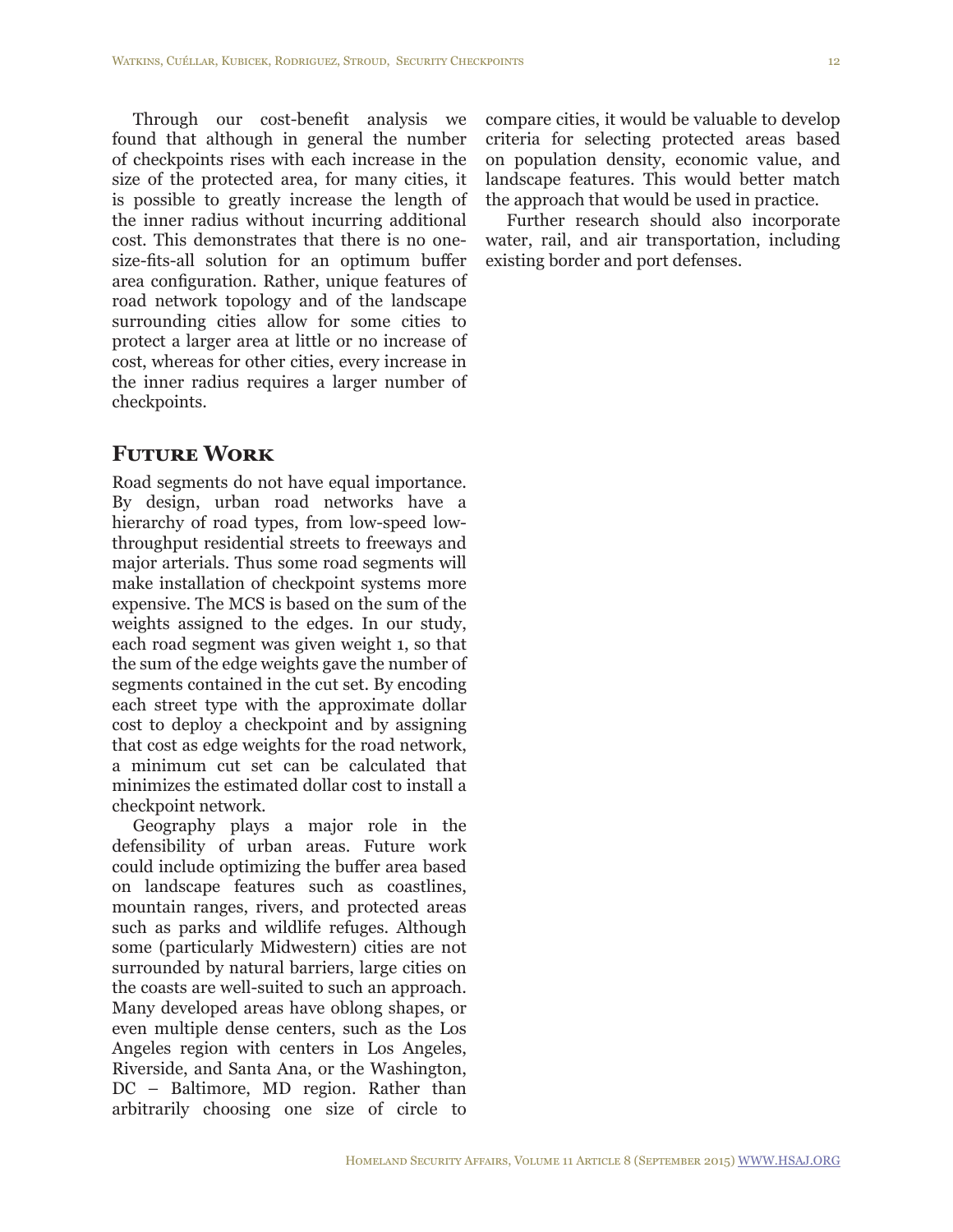Through our cost-benefit analysis we found that although in general the number of checkpoints rises with each increase in the size of the protected area, for many cities, it is possible to greatly increase the length of the inner radius without incurring additional cost. This demonstrates that there is no one-size-fits-all solution for an optimum buffer area configuration. Rather, unique features of road network topology and of the landscape surrounding cities allow for some cities to protect a larger area at little or no increase of cost, whereas for other cities, every increase in the inner radius requires a larger number of checkpoints.

## Future Work

Road segments do not have equal importance. By design, urban road networks have a hierarchy of road types, from low-speed low-throughput residential streets to freeways and major arterials. Thus some road segments will make installation of checkpoint systems more expensive. The MCS is based on the sum of the weights assigned to the edges. In our study, each road segment was given weight 1, so that the sum of the edge weights gave the number of segments contained in the cut set. By encoding each street type with the approximate dollar cost to deploy a checkpoint and by assigning that cost as edge weights for the road network, a minimum cut set can be calculated that minimizes the estimated dollar cost to install a checkpoint network.

Geography plays a major role in the defensibility of urban areas. Future work could include optimizing the buffer area based on landscape features such as coastlines, mountain ranges, rivers, and protected areas such as parks and wildlife refuges. Although some (particularly Midwestern) cities are not surrounded by natural barriers, large cities on the coasts are well-suited to such an approach. Many developed areas have oblong shapes, or even multiple dense centers, such as the Los Angeles region with centers in Los Angeles, Riverside, and Santa Ana, or the Washington, DC – Baltimore, MD region. Rather than arbitrarily choosing one size of circle to compare cities, it would be valuable to develop criteria for selecting protected areas based on population density, economic value, and landscape features. This would better match the approach that would be used in practice.

Further research should also incorporate water, rail, and air transportation, including existing border and port defenses.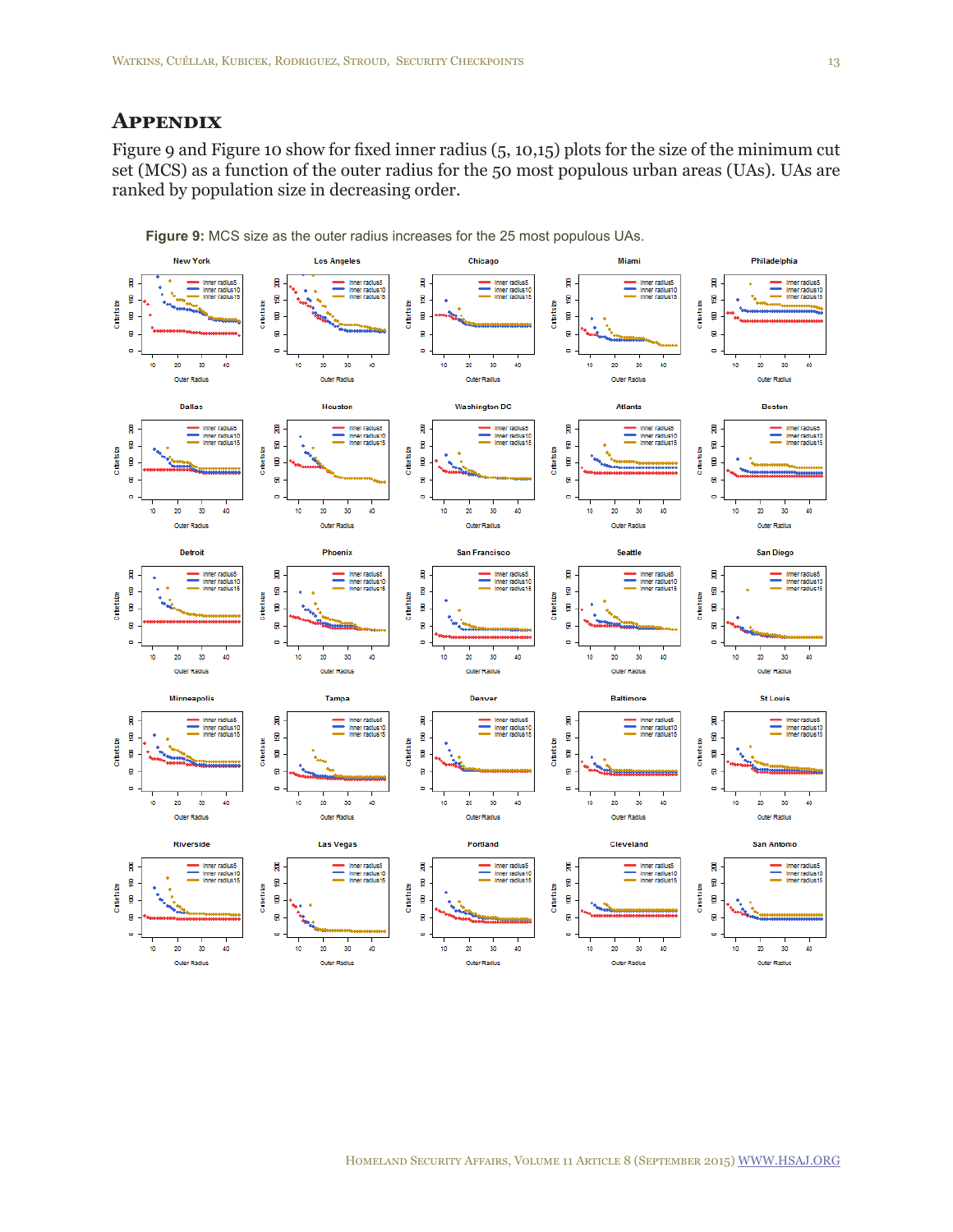# Appendix

Figure 9 and Figure 10 show for fixed inner radius (5, 10,15) plots for the size of the minimum cut set (MCS) as a function of the outer radius for the 50 most populous urban areas (UAs). UAs are ranked by population size in decreasing order.

**Figure 9:** MCS size as the outer radius increases for the 25 most populous UAs.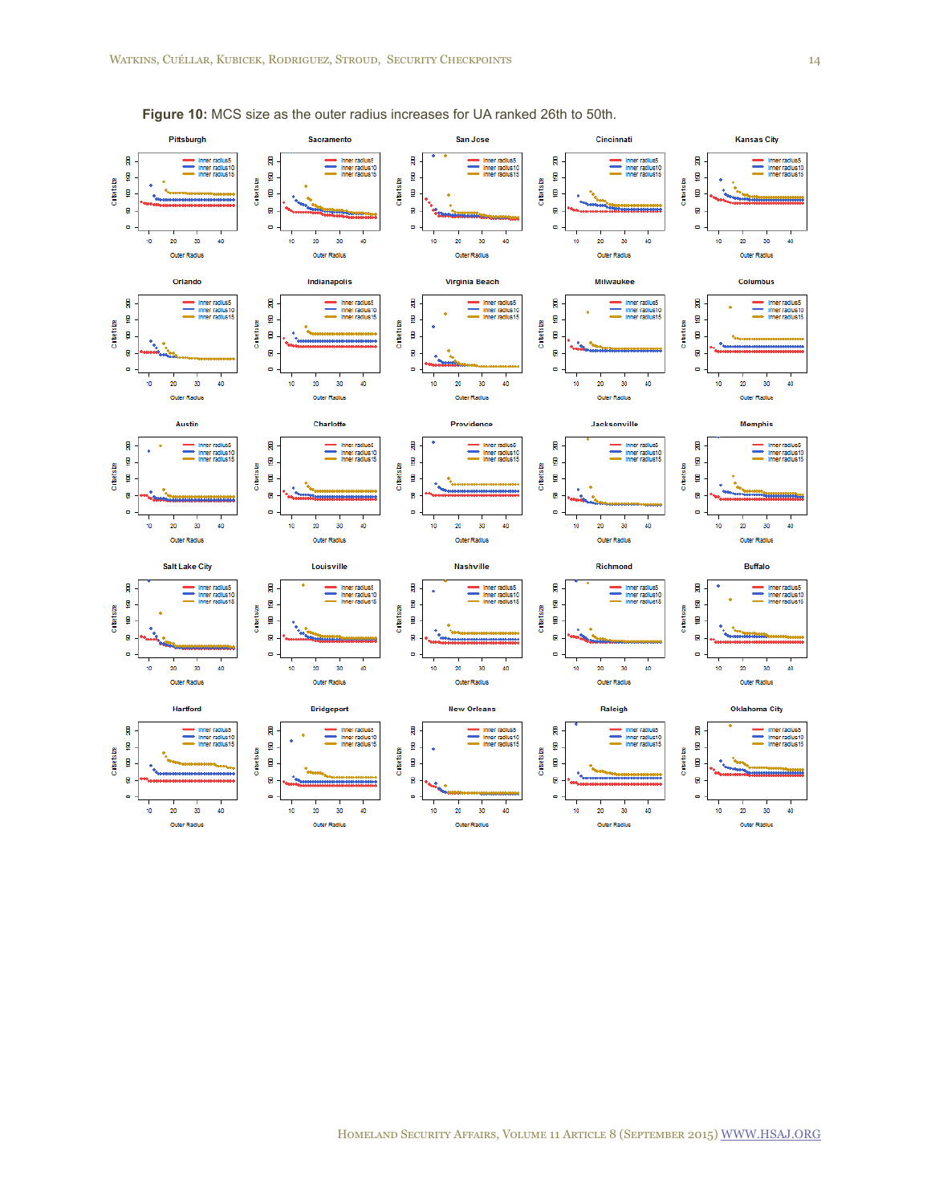**Figure 10:** MCS size as the outer radius increases for UA ranked 26th to 50th.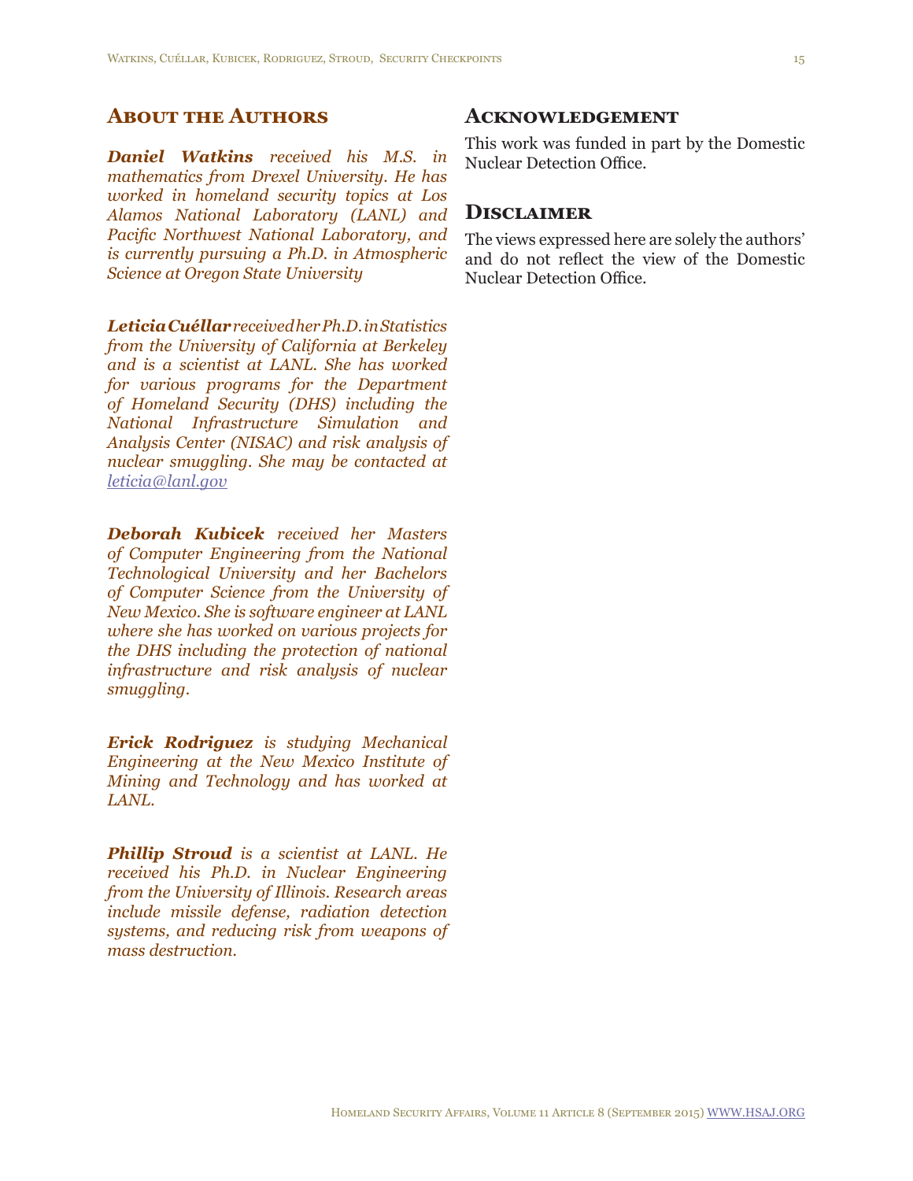## About the Authors

***Daniel Watkins*** *received his M.S. in mathematics from Drexel University. He has worked in homeland security topics at Los Alamos National Laboratory (LANL) and Pacific Northwest National Laboratory, and is currently pursuing a Ph.D. in Atmospheric Science at Oregon State University*

***Leticia Cuéllar*** *received her Ph.D. in Statistics from the University of California at Berkeley and is a scientist at LANL. She has worked for various programs for the Department of Homeland Security (DHS) including the National Infrastructure Simulation and Analysis Center (NISAC) and risk analysis of nuclear smuggling. She may be contacted at [leticia@lanl.gov](mailto:leticia@lanl.gov)*

***Deborah Kubicek*** *received her Masters of Computer Engineering from the National Technological University and her Bachelors of Computer Science from the University of New Mexico. She is software engineer at LANL where she has worked on various projects for the DHS including the protection of national infrastructure and risk analysis of nuclear smuggling.*

***Erick Rodriguez*** *is studying Mechanical Engineering at the New Mexico Institute of Mining and Technology and has worked at LANL.*

***Phillip Stroud*** *is a scientist at LANL. He received his Ph.D. in Nuclear Engineering from the University of Illinois. Research areas include missile defense, radiation detection systems, and reducing risk from weapons of mass destruction.*

## Acknowledgement

This work was funded in part by the Domestic Nuclear Detection Office.

## Disclaimer

The views expressed here are solely the authors' and do not reflect the view of the Domestic Nuclear Detection Office.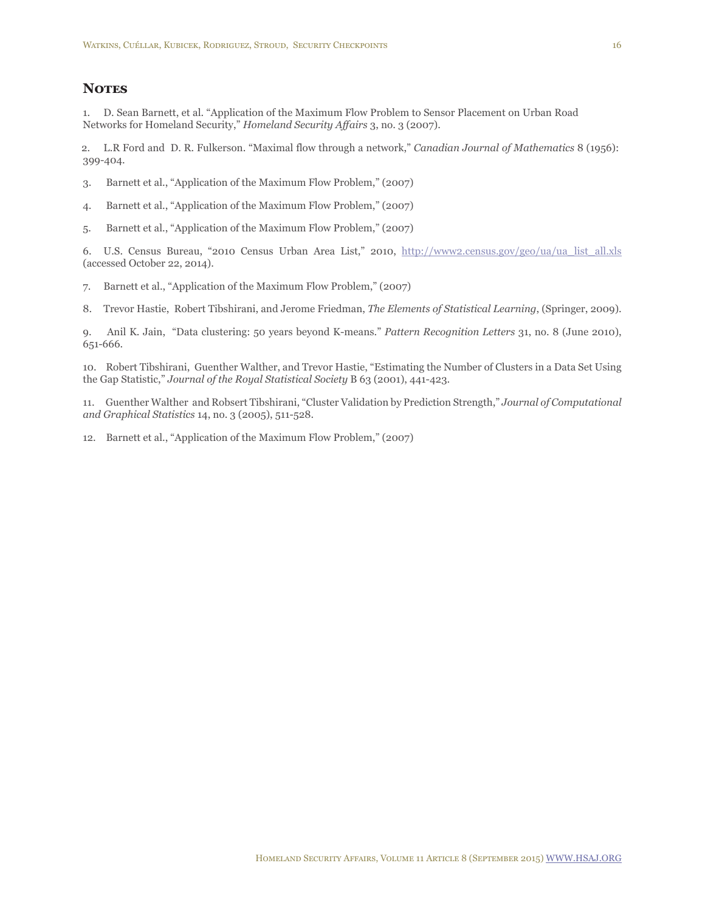## Notes

1. D. Sean Barnett, et al. "Application of the Maximum Flow Problem to Sensor Placement on Urban Road Networks for Homeland Security," *Homeland Security Affairs* 3, no. 3 (2007).

2. L.R Ford and D. R. Fulkerson. "Maximal flow through a network," *Canadian Journal of Mathematics* 8 (1956): 399-404.

3. Barnett et al., "Application of the Maximum Flow Problem," (2007)

4. Barnett et al., "Application of the Maximum Flow Problem," (2007)

5. Barnett et al., "Application of the Maximum Flow Problem," (2007)

6. U.S. Census Bureau, "2010 Census Urban Area List," 2010, http://www2.census.gov/geo/ua/ua_list_all.xls (accessed October 22, 2014).

7. Barnett et al., "Application of the Maximum Flow Problem," (2007)

8. Trevor Hastie, Robert Tibshirani, and Jerome Friedman, *The Elements of Statistical Learning*, (Springer, 2009).

9. Anil K. Jain, "Data clustering: 50 years beyond K-means." *Pattern Recognition Letters* 31, no. 8 (June 2010), 651-666.

10. Robert Tibshirani, Guenther Walther, and Trevor Hastie, "Estimating the Number of Clusters in a Data Set Using the Gap Statistic," *Journal of the Royal Statistical Society* B 63 (2001), 441-423.

11. Guenther Walther and Robsert Tibshirani, "Cluster Validation by Prediction Strength," *Journal of Computational and Graphical Statistics* 14, no. 3 (2005), 511-528.

12. Barnett et al., "Application of the Maximum Flow Problem," (2007)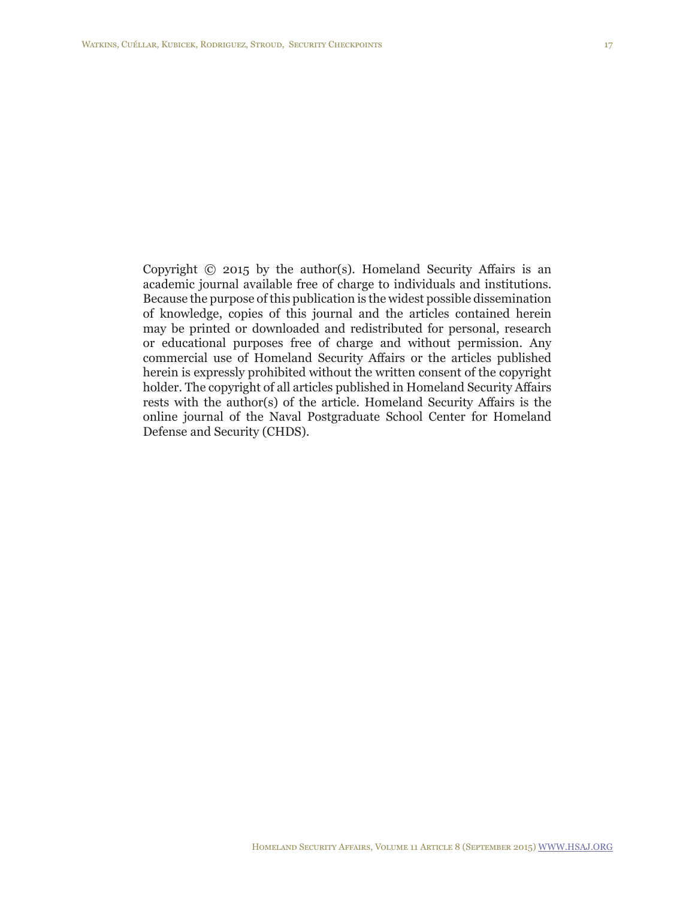Copyright © 2015 by the author(s). Homeland Security Affairs is an academic journal available free of charge to individuals and institutions. Because the purpose of this publication is the widest possible dissemination of knowledge, copies of this journal and the articles contained herein may be printed or downloaded and redistributed for personal, research or educational purposes free of charge and without permission. Any commercial use of Homeland Security Affairs or the articles published herein is expressly prohibited without the written consent of the copyright holder. The copyright of all articles published in Homeland Security Affairs rests with the author(s) of the article. Homeland Security Affairs is the online journal of the Naval Postgraduate School Center for Homeland Defense and Security (CHDS).